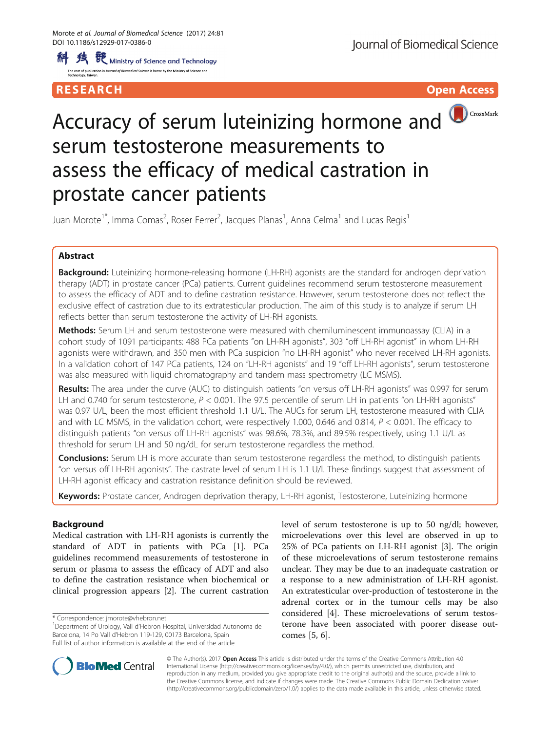RESEARCH Open Access

# Accuracy of serum luteinizing hormone and serum testosterone measurements to assess the efficacy of medical castration in prostate cancer patients

Juan Morote[1*], Imma Comas[2], Roser Ferrer[2], Jacques Planas[1], Anna Celma[1] and Lucas Regis[1]

## Abstract

**Background:** Luteinizing hormone-releasing hormone (LH-RH) agonists are the standard for androgen deprivation therapy (ADT) in prostate cancer (PCa) patients. Current guidelines recommend serum testosterone measurement to assess the efficacy of ADT and to define castration resistance. However, serum testosterone does not reflect the exclusive effect of castration due to its extratesticular production. The aim of this study is to analyze if serum LH reflects better than serum testosterone the activity of LH-RH agonists.

**Methods:** Serum LH and serum testosterone were measured with chemiluminescent immunoassay (CLIA) in a cohort study of 1091 participants: 488 PCa patients "on LH-RH agonists", 303 "off LH-RH agonist" in whom LH-RH agonists were withdrawn, and 350 men with PCa suspicion "no LH-RH agonist" who never received LH-RH agonists. In a validation cohort of 147 PCa patients, 124 on "LH-RH agonists" and 19 "off LH-RH agonists", serum testosterone was also measured with liquid chromatography and tandem mass spectrometry (LC MSMS).

**Results:** The area under the curve (AUC) to distinguish patients "on versus off LH-RH agonists" was 0.997 for serum LH and 0.740 for serum testosterone, $P < 0.001$. The 97.5 percentile of serum LH in patients "on LH-RH agonists" was 0.97 U/L, been the most efficient threshold 1.1 U/L. The AUCs for serum LH, testosterone measured with CLIA and with LC MSMS, in the validation cohort, were respectively 1.000, 0.646 and 0.814, $P < 0.001$. The efficacy to distinguish patients "on versus off LH-RH agonists" was 98.6%, 78.3%, and 89.5% respectively, using 1.1 U/L as threshold for serum LH and 50 ng/dL for serum testosterone regardless the method.

**Conclusions:** Serum LH is more accurate than serum testosterone regardless the method, to distinguish patients "on versus off LH-RH agonists". The castrate level of serum LH is 1.1 U/l. These findings suggest that assessment of LH-RH agonist efficacy and castration resistance definition should be reviewed.

**Keywords:** Prostate cancer, Androgen deprivation therapy, LH-RH agonist, Testosterone, Luteinizing hormone

## Background

Medical castration with LH-RH agonists is currently the standard of ADT in patients with PCa [1]. PCa guidelines recommend measurements of testosterone in serum or plasma to assess the efficacy of ADT and also to define the castration resistance when biochemical or clinical progression appears [2]. The current castration level of serum testosterone is up to 50 ng/dl; however, microelevations over this level are observed in up to 25% of PCa patients on LH-RH agonist [3]. The origin of these microelevations of serum testosterone remains unclear. They may be due to an inadequate castration or a response to a new administration of LH-RH agonist. An extratesticular over-production of testosterone in the adrenal cortex or in the tumour cells may be also considered [4]. These microelevations of serum testosterone have been associated with poorer disease outcomes [5, 6].

* Correspondence: jmorote@vhebron.net
[1]Department of Urology, Vall d'Hebron Hospital, Universidad Autonoma de Barcelona, 14 Po Vall d'Hebron 119-129, 00173 Barcelona, Spain
Full list of author information is available at the end of the article

© The Author(s). 2017 **Open Access** This article is distributed under the terms of the Creative Commons Attribution 4.0 International License (http://creativecommons.org/licenses/by/4.0/), which permits unrestricted use, distribution, and reproduction in any medium, provided you give appropriate credit to the original author(s) and the source, provide a link to the Creative Commons license, and indicate if changes were made. The Creative Commons Public Domain Dedication waiver (http://creativecommons.org/publicdomain/zero/1.0/) applies to the data made available in this article, unless otherwise stated.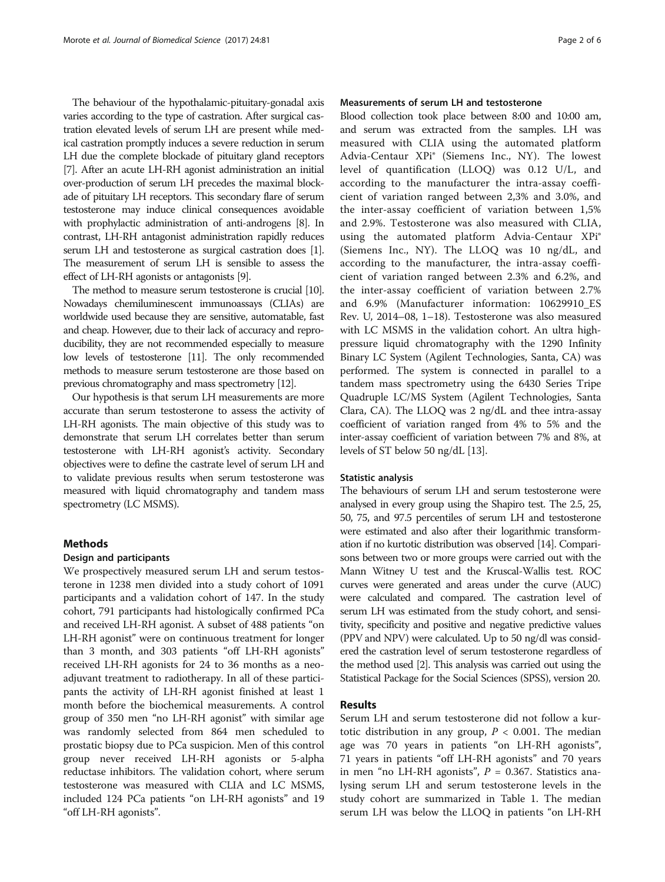The behaviour of the hypothalamic-pituitary-gonadal axis varies according to the type of castration. After surgical castration elevated levels of serum LH are present while medical castration promptly induces a severe reduction in serum LH due the complete blockade of pituitary gland receptors [7]. After an acute LH-RH agonist administration an initial over-production of serum LH precedes the maximal blockade of pituitary LH receptors. This secondary flare of serum testosterone may induce clinical consequences avoidable with prophylactic administration of anti-androgens [8]. In contrast, LH-RH antagonist administration rapidly reduces serum LH and testosterone as surgical castration does [1]. The measurement of serum LH is sensible to assess the effect of LH-RH agonists or antagonists [9].

The method to measure serum testosterone is crucial [10]. Nowadays chemiluminescent immunoassays (CLIAs) are worldwide used because they are sensitive, automatable, fast and cheap. However, due to their lack of accuracy and reproducibility, they are not recommended especially to measure low levels of testosterone [11]. The only recommended methods to measure serum testosterone are those based on previous chromatography and mass spectrometry [12].

Our hypothesis is that serum LH measurements are more accurate than serum testosterone to assess the activity of LH-RH agonists. The main objective of this study was to demonstrate that serum LH correlates better than serum testosterone with LH-RH agonist's activity. Secondary objectives were to define the castrate level of serum LH and to validate previous results when serum testosterone was measured with liquid chromatography and tandem mass spectrometry (LC MSMS).

## Methods

### Design and participants

We prospectively measured serum LH and serum testosterone in 1238 men divided into a study cohort of 1091 participants and a validation cohort of 147. In the study cohort, 791 participants had histologically confirmed PCa and received LH-RH agonist. A subset of 488 patients "on LH-RH agonist" were on continuous treatment for longer than 3 month, and 303 patients "off LH-RH agonists" received LH-RH agonists for 24 to 36 months as a neoadjuvant treatment to radiotherapy. In all of these participants the activity of LH-RH agonist finished at least 1 month before the biochemical measurements. A control group of 350 men "no LH-RH agonist" with similar age was randomly selected from 864 men scheduled to prostatic biopsy due to PCa suspicion. Men of this control group never received LH-RH agonists or 5-alpha reductase inhibitors. The validation cohort, where serum testosterone was measured with CLIA and LC MSMS, included 124 PCa patients "on LH-RH agonists" and 19 "off LH-RH agonists".

### Measurements of serum LH and testosterone

Blood collection took place between 8:00 and 10:00 am, and serum was extracted from the samples. LH was measured with CLIA using the automated platform Advia-Centaur XPi® (Siemens Inc., NY). The lowest level of quantification (LLOQ) was 0.12 U/L, and according to the manufacturer the intra-assay coefficient of variation ranged between 2,3% and 3.0%, and the inter-assay coefficient of variation between 1,5% and 2.9%. Testosterone was also measured with CLIA, using the automated platform Advia-Centaur XPi® (Siemens Inc., NY). The LLOQ was 10 ng/dL, and according to the manufacturer, the intra-assay coefficient of variation ranged between 2.3% and 6.2%, and the inter-assay coefficient of variation between 2.7% and 6.9% (Manufacturer information: 10629910_ES Rev. U, 2014–08, 1–18). Testosterone was also measured with LC MSMS in the validation cohort. An ultra high-pressure liquid chromatography with the 1290 Infinity Binary LC System (Agilent Technologies, Santa, CA) was performed. The system is connected in parallel to a tandem mass spectrometry using the 6430 Series Tripe Quadruple LC/MS System (Agilent Technologies, Santa Clara, CA). The LLOQ was 2 ng/dL and thee intra-assay coefficient of variation ranged from 4% to 5% and the inter-assay coefficient of variation between 7% and 8%, at levels of ST below 50 ng/dL [13].

### Statistic analysis

The behaviours of serum LH and serum testosterone were analysed in every group using the Shapiro test. The 2.5, 25, 50, 75, and 97.5 percentiles of serum LH and testosterone were estimated and also after their logarithmic transformation if no kurtotic distribution was observed [14]. Comparisons between two or more groups were carried out with the Mann Witney U test and the Kruscal-Wallis test. ROC curves were generated and areas under the curve (AUC) were calculated and compared. The castration level of serum LH was estimated from the study cohort, and sensitivity, specificity and positive and negative predictive values (PPV and NPV) were calculated. Up to 50 ng/dl was considered the castration level of serum testosterone regardless of the method used [2]. This analysis was carried out using the Statistical Package for the Social Sciences (SPSS), version 20.

## Results

Serum LH and serum testosterone did not follow a kurtotic distribution in any group, $P < 0.001$. The median age was 70 years in patients "on LH-RH agonists", 71 years in patients "off LH-RH agonists" and 70 years in men "no LH-RH agonists", $P = 0.367$. Statistics analysing serum LH and serum testosterone levels in the study cohort are summarized in Table 1. The median serum LH was below the LLOQ in patients "on LH-RH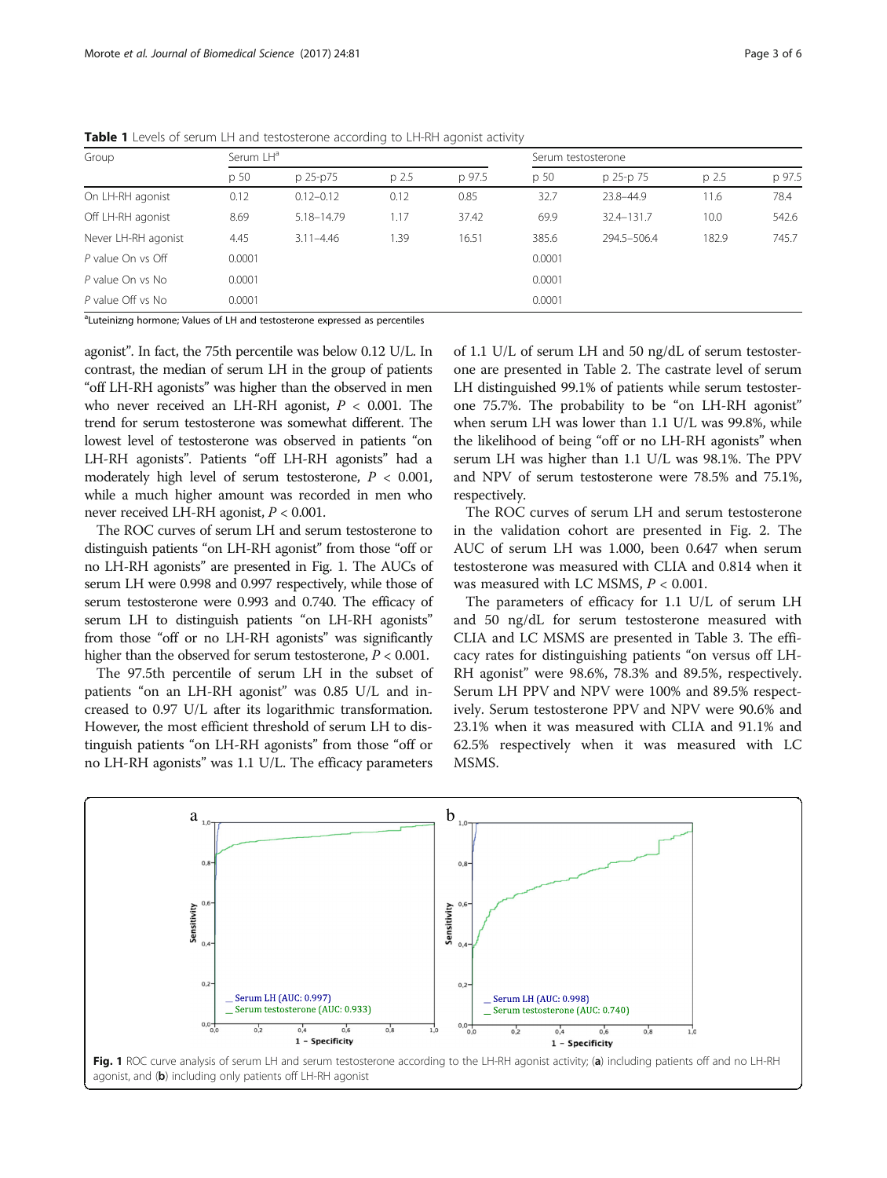**Table 1** Levels of serum LH and testosterone according to LH-RH agonist activity

| Group | Serum LH[a] | | | | Serum testosterone | | | |
|---|---|---|---|---|---|---|---|---|
| | p 50 | p 25-p75 | p 2.5 | p 97.5 | p 50 | p 25-p 75 | p 2.5 | p 97.5 |
| On LH-RH agonist | 0.12 | 0.12–0.12 | 0.12 | 0.85 | 32.7 | 23.8–44.9 | 11.6 | 78.4 |
| Off LH-RH agonist | 8.69 | 5.18–14.79 | 1.17 | 37.42 | 69.9 | 32.4–131.7 | 10.0 | 542.6 |
| Never LH-RH agonist | 4.45 | 3.11–4.46 | 1.39 | 16.51 | 385.6 | 294.5–506.4 | 182.9 | 745.7 |
| *P* value On vs Off | 0.0001 | | | | 0.0001 | | | |
| *P* value On vs No | 0.0001 | | | | 0.0001 | | | |
| *P* value Off vs No | 0.0001 | | | | 0.0001 | | | |

[a]Luteinizng hormone; Values of LH and testosterone expressed as percentiles

agonist". In fact, the 75th percentile was below 0.12 U/L. In contrast, the median of serum LH in the group of patients "off LH-RH agonists" was higher than the observed in men who never received an LH-RH agonist, $P < 0.001$. The trend for serum testosterone was somewhat different. The lowest level of testosterone was observed in patients "on LH-RH agonists". Patients "off LH-RH agonists" had a moderately high level of serum testosterone, $P < 0.001$, while a much higher amount was recorded in men who never received LH-RH agonist, $P < 0.001$.

The ROC curves of serum LH and serum testosterone to distinguish patients "on LH-RH agonist" from those "off or no LH-RH agonists" are presented in Fig. 1. The AUCs of serum LH were 0.998 and 0.997 respectively, while those of serum testosterone were 0.993 and 0.740. The efficacy of serum LH to distinguish patients "on LH-RH agonists" from those "off or no LH-RH agonists" was significantly higher than the observed for serum testosterone, $P < 0.001$.

The 97.5th percentile of serum LH in the subset of patients "on an LH-RH agonist" was 0.85 U/L and increased to 0.97 U/L after its logarithmic transformation. However, the most efficient threshold of serum LH to distinguish patients "on LH-RH agonists" from those "off or no LH-RH agonists" was 1.1 U/L. The efficacy parameters of 1.1 U/L of serum LH and 50 ng/dL of serum testosterone are presented in Table 2. The castrate level of serum LH distinguished 99.1% of patients while serum testosterone 75.7%. The probability to be "on LH-RH agonist" when serum LH was lower than 1.1 U/L was 99.8%, while the likelihood of being "off or no LH-RH agonists" when serum LH was higher than 1.1 U/L was 98.1%. The PPV and NPV of serum testosterone were 78.5% and 75.1%, respectively.

The ROC curves of serum LH and serum testosterone in the validation cohort are presented in Fig. 2. The AUC of serum LH was 1.000, been 0.647 when serum testosterone was measured with CLIA and 0.814 when it was measured with LC MSMS, $P < 0.001$.

The parameters of efficacy for 1.1 U/L of serum LH and 50 ng/dL for serum testosterone measured with CLIA and LC MSMS are presented in Table 3. The efficacy rates for distinguishing patients "on versus off LH-RH agonist" were 98.6%, 78.3% and 89.5%, respectively. Serum LH PPV and NPV were 100% and 89.5% respectively. Serum testosterone PPV and NPV were 90.6% and 23.1% when it was measured with CLIA and 91.1% and 62.5% respectively when it was measured with LC MSMS.

**Fig. 1** ROC curve analysis of serum LH and serum testosterone according to the LH-RH agonist activity; (**a**) including patients off and no LH-RH agonist, and (**b**) including only patients off LH-RH agonist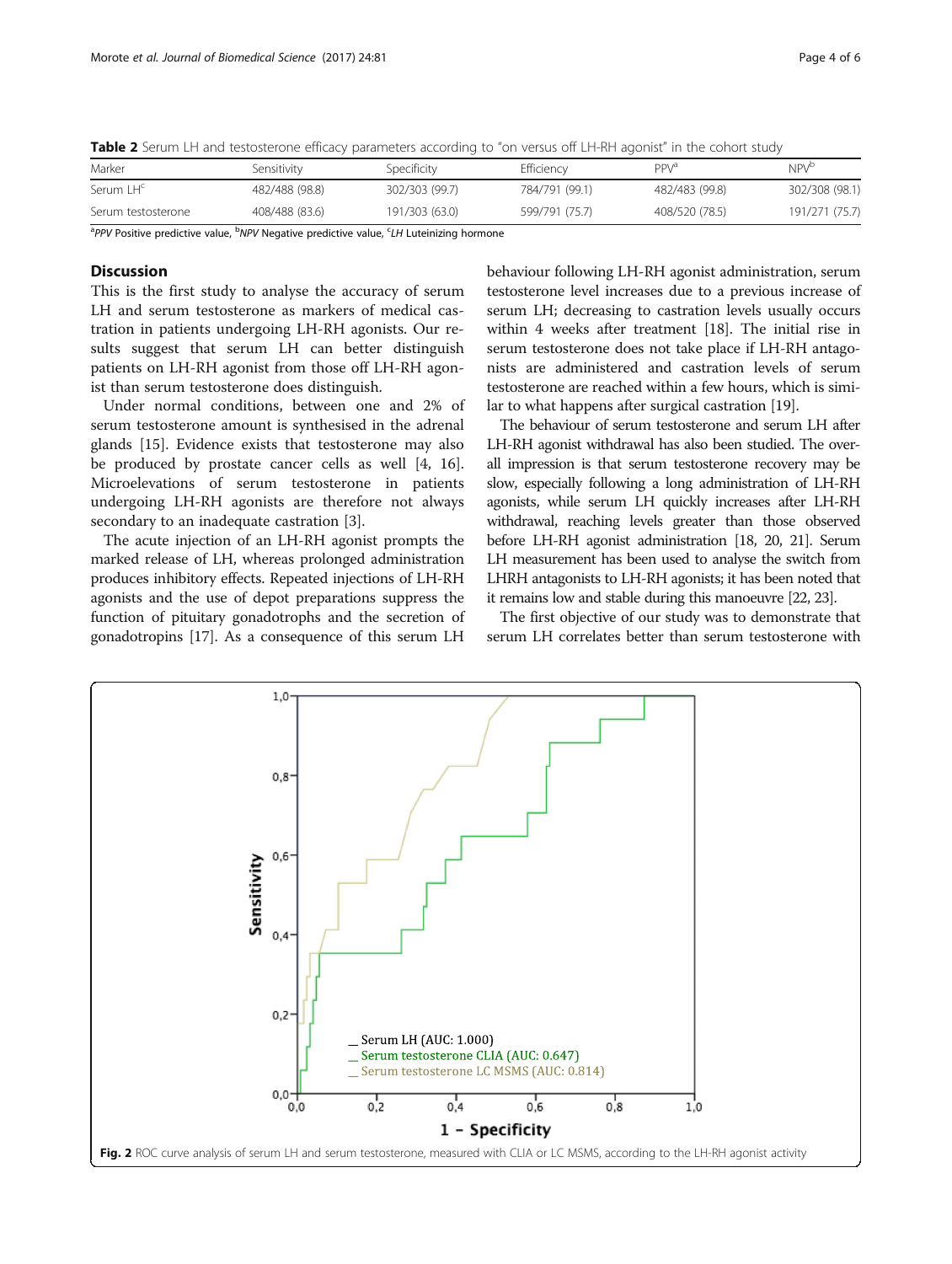**Table 2** Serum LH and testosterone efficacy parameters according to "on versus off LH-RH agonist" in the cohort study

| Marker | Sensitivity | Specificity | Efficiency | PPV[a] | NPV[b] |
|---|---|---|---|---|---|
| Serum LH[c] | 482/488 (98.8) | 302/303 (99.7) | 784/791 (99.1) | 482/483 (99.8) | 302/308 (98.1) |
| Serum testosterone | 408/488 (83.6) | 191/303 (63.0) | 599/791 (75.7) | 408/520 (78.5) | 191/271 (75.7) |

[a]*PPV* Positive predictive value, [b]*NPV* Negative predictive value, [c]*LH* Luteinizing hormone

## Discussion

This is the first study to analyse the accuracy of serum LH and serum testosterone as markers of medical castration in patients undergoing LH-RH agonists. Our results suggest that serum LH can better distinguish patients on LH-RH agonist from those off LH-RH agonist than serum testosterone does distinguish.

Under normal conditions, between one and 2% of serum testosterone amount is synthesised in the adrenal glands [15]. Evidence exists that testosterone may also be produced by prostate cancer cells as well [4, 16]. Microelevations of serum testosterone in patients undergoing LH-RH agonists are therefore not always secondary to an inadequate castration [3].

The acute injection of an LH-RH agonist prompts the marked release of LH, whereas prolonged administration produces inhibitory effects. Repeated injections of LH-RH agonists and the use of depot preparations suppress the function of pituitary gonadotrophs and the secretion of gonadotropins [17]. As a consequence of this serum LH behaviour following LH-RH agonist administration, serum testosterone level increases due to a previous increase of serum LH; decreasing to castration levels usually occurs within 4 weeks after treatment [18]. The initial rise in serum testosterone does not take place if LH-RH antagonists are administered and castration levels of serum testosterone are reached within a few hours, which is similar to what happens after surgical castration [19].

The behaviour of serum testosterone and serum LH after LH-RH agonist withdrawal has also been studied. The overall impression is that serum testosterone recovery may be slow, especially following a long administration of LH-RH agonists, while serum LH quickly increases after LH-RH withdrawal, reaching levels greater than those observed before LH-RH agonist administration [18, 20, 21]. Serum LH measurement has been used to analyse the switch from LHRH antagonists to LH-RH agonists; it has been noted that it remains low and stable during this manoeuvre [22, 23].

The first objective of our study was to demonstrate that serum LH correlates better than serum testosterone with

**Fig. 2** ROC curve analysis of serum LH and serum testosterone, measured with CLIA or LC MSMS, according to the LH-RH agonist activity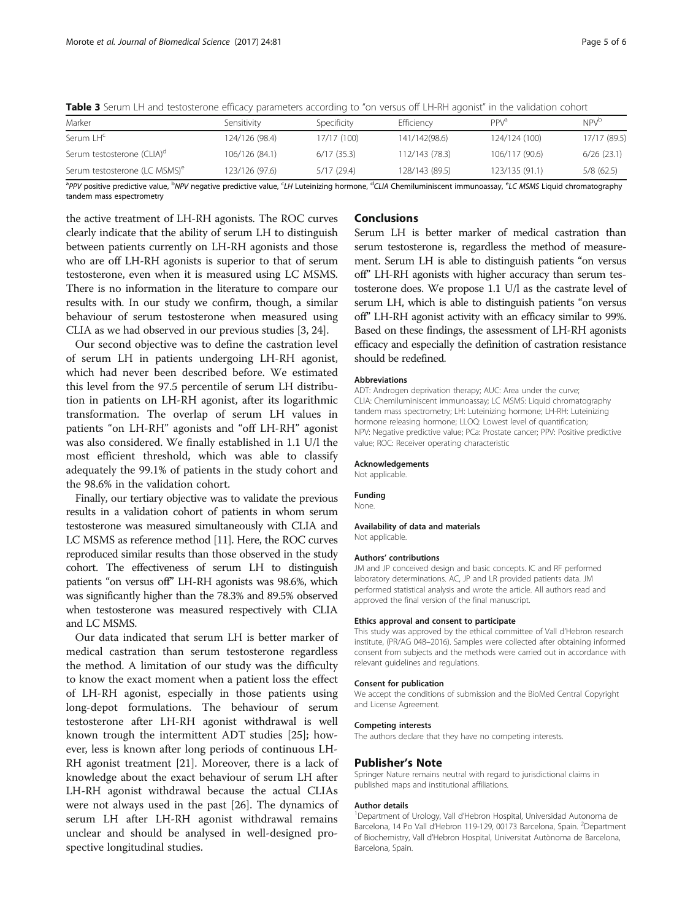**Table 3** Serum LH and testosterone efficacy parameters according to "on versus off LH-RH agonist" in the validation cohort

| Marker | Sensitivity | Specificity | Efficiency | PPV[a] | NPV[b] |
|---|---|---|---|---|---|
| Serum LH[c] | 124/126 (98.4) | 17/17 (100) | 141/142(98.6) | 124/124 (100) | 17/17 (89.5) |
| Serum testosterone (CLIA)[d] | 106/126 (84.1) | 6/17 (35.3) | 112/143 (78.3) | 106/117 (90.6) | 6/26 (23.1) |
| Serum testosterone (LC MSMS)[e] | 123/126 (97.6) | 5/17 (29.4) | 128/143 (89.5) | 123/135 (91.1) | 5/8 (62.5) |

[a]*PPV* positive predictive value, [b]*NPV* negative predictive value, [c]*LH* Luteinizing hormone, [d]*CLIA* Chemiluminiscent immunoassay, [e]*LC MSMS* Liquid chromatography tandem mass espectrometry

the active treatment of LH-RH agonists. The ROC curves clearly indicate that the ability of serum LH to distinguish between patients currently on LH-RH agonists and those who are off LH-RH agonists is superior to that of serum testosterone, even when it is measured using LC MSMS. There is no information in the literature to compare our results with. In our study we confirm, though, a similar behaviour of serum testosterone when measured using CLIA as we had observed in our previous studies [3, 24].

Our second objective was to define the castration level of serum LH in patients undergoing LH-RH agonist, which had never been described before. We estimated this level from the 97.5 percentile of serum LH distribution in patients on LH-RH agonist, after its logarithmic transformation. The overlap of serum LH values in patients "on LH-RH" agonists and "off LH-RH" agonist was also considered. We finally established in 1.1 U/l the most efficient threshold, which was able to classify adequately the 99.1% of patients in the study cohort and the 98.6% in the validation cohort.

Finally, our tertiary objective was to validate the previous results in a validation cohort of patients in whom serum testosterone was measured simultaneously with CLIA and LC MSMS as reference method [11]. Here, the ROC curves reproduced similar results than those observed in the study cohort. The effectiveness of serum LH to distinguish patients "on versus off" LH-RH agonists was 98.6%, which was significantly higher than the 78.3% and 89.5% observed when testosterone was measured respectively with CLIA and LC MSMS.

Our data indicated that serum LH is better marker of medical castration than serum testosterone regardless the method. A limitation of our study was the difficulty to know the exact moment when a patient loss the effect of LH-RH agonist, especially in those patients using long-depot formulations. The behaviour of serum testosterone after LH-RH agonist withdrawal is well known trough the intermittent ADT studies [25]; however, less is known after long periods of continuous LH-RH agonist treatment [21]. Moreover, there is a lack of knowledge about the exact behaviour of serum LH after LH-RH agonist withdrawal because the actual CLIAs were not always used in the past [26]. The dynamics of serum LH after LH-RH agonist withdrawal remains unclear and should be analysed in well-designed prospective longitudinal studies.

## Conclusions

Serum LH is better marker of medical castration than serum testosterone is, regardless the method of measurement. Serum LH is able to distinguish patients "on versus off" LH-RH agonists with higher accuracy than serum testosterone does. We propose 1.1 U/l as the castrate level of serum LH, which is able to distinguish patients "on versus off" LH-RH agonist activity with an efficacy similar to 99%. Based on these findings, the assessment of LH-RH agonists efficacy and especially the definition of castration resistance should be redefined.

#### Abbreviations

ADT: Androgen deprivation therapy; AUC: Area under the curve; CLIA: Chemiluminiscent immunoassay; LC MSMS: Liquid chromatography tandem mass spectrometry; LH: Luteinizing hormone; LH-RH: Luteinizing hormone releasing hormone; LLOQ: Lowest level of quantification; NPV: Negative predictive value; PCa: Prostate cancer; PPV: Positive predictive value; ROC: Receiver operating characteristic

#### Acknowledgements

Not applicable.

#### Funding

None.

#### Availability of data and materials

Not applicable.

#### Authors' contributions

JM and JP conceived design and basic concepts. IC and RF performed laboratory determinations. AC, JP and LR provided patients data. JM performed statistical analysis and wrote the article. All authors read and approved the final version of the final manuscript.

#### Ethics approval and consent to participate

This study was approved by the ethical committee of Vall d'Hebron research institute, (PR/AG 048–2016). Samples were collected after obtaining informed consent from subjects and the methods were carried out in accordance with relevant guidelines and regulations.

#### Consent for publication

We accept the conditions of submission and the BioMed Central Copyright and License Agreement.

#### Competing interests

The authors declare that they have no competing interests.

## Publisher's Note

Springer Nature remains neutral with regard to jurisdictional claims in published maps and institutional affiliations.

#### Author details

[1]Department of Urology, Vall d'Hebron Hospital, Universidad Autonoma de Barcelona, 14 Po Vall d'Hebron 119-129, 00173 Barcelona, Spain. [2]Department of Biochemistry, Vall d'Hebron Hospital, Universitat Autònoma de Barcelona, Barcelona, Spain.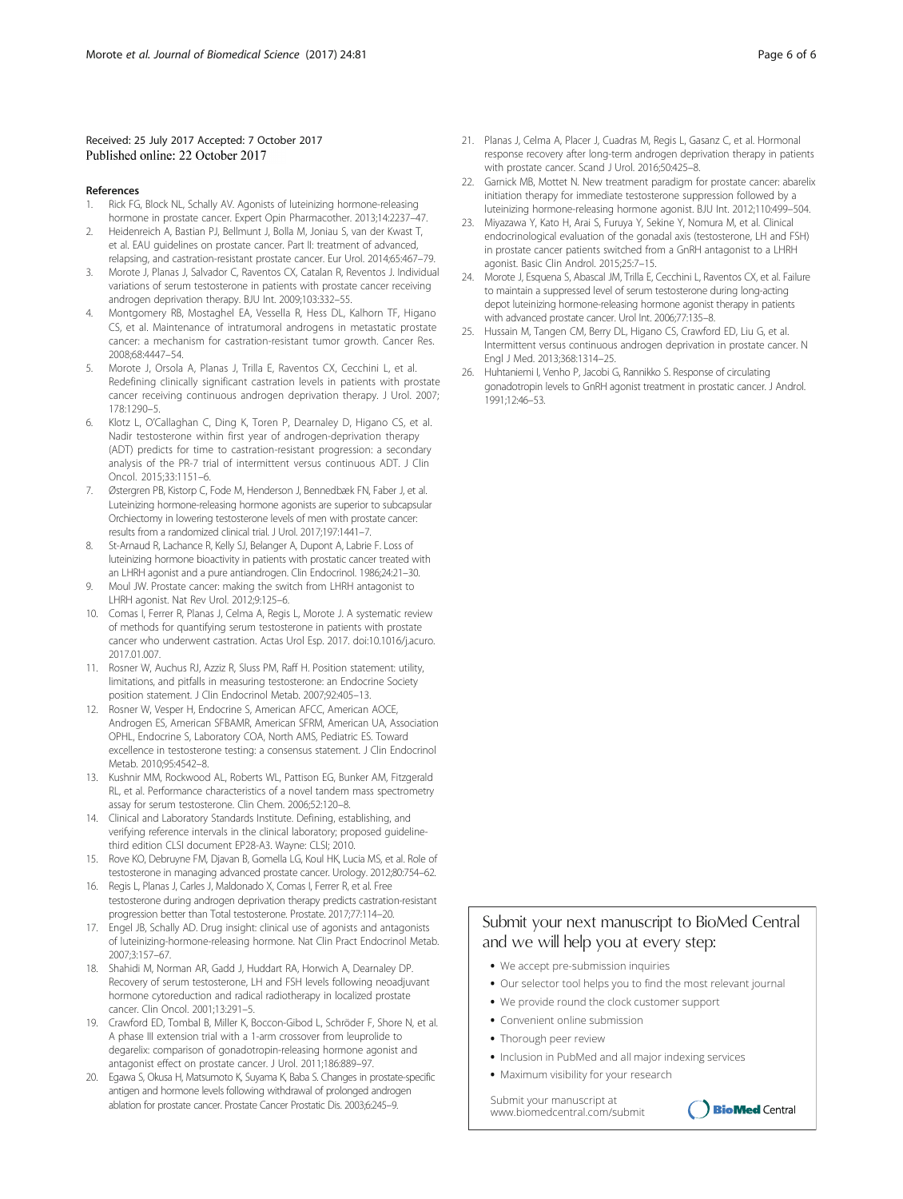Received: 25 July 2017 Accepted: 7 October 2017
Published online: 22 October 2017

## References

1. Rick FG, Block NL, Schally AV. Agonists of luteinizing hormone-releasing hormone in prostate cancer. Expert Opin Pharmacother. 2013;14:2237–47.
2. Heidenreich A, Bastian PJ, Bellmunt J, Bolla M, Joniau S, van der Kwast T, et al. EAU guidelines on prostate cancer. Part II: treatment of advanced, relapsing, and castration-resistant prostate cancer. Eur Urol. 2014;65:467–79.
3. Morote J, Planas J, Salvador C, Raventos CX, Catalan R, Reventos J. Individual variations of serum testosterone in patients with prostate cancer receiving androgen deprivation therapy. BJU Int. 2009;103:332–55.
4. Montgomery RB, Mostaghel EA, Vessella R, Hess DL, Kalhorn TF, Higano CS, et al. Maintenance of intratumoral androgens in metastatic prostate cancer: a mechanism for castration-resistant tumor growth. Cancer Res. 2008;68:4447–54.
5. Morote J, Orsola A, Planas J, Trilla E, Raventos CX, Cecchini L, et al. Redefining clinically significant castration levels in patients with prostate cancer receiving continuous androgen deprivation therapy. J Urol. 2007; 178:1290–5.
6. Klotz L, O'Callaghan C, Ding K, Toren P, Dearnaley D, Higano CS, et al. Nadir testosterone within first year of androgen-deprivation therapy (ADT) predicts for time to castration-resistant progression: a secondary analysis of the PR-7 trial of intermittent versus continuous ADT. J Clin Oncol. 2015;33:1151–6.
7. Østergren PB, Kistorp C, Fode M, Henderson J, Bennedbæk FN, Faber J, et al. Luteinizing hormone-releasing hormone agonists are superior to subcapsular Orchiectomy in lowering testosterone levels of men with prostate cancer: results from a randomized clinical trial. J Urol. 2017;197:1441–7.
8. St-Arnaud R, Lachance R, Kelly SJ, Belanger A, Dupont A, Labrie F. Loss of luteinizing hormone bioactivity in patients with prostatic cancer treated with an LHRH agonist and a pure antiandrogen. Clin Endocrinol. 1986;24:21–30.
9. Moul JW. Prostate cancer: making the switch from LHRH antagonist to LHRH agonist. Nat Rev Urol. 2012;9:125–6.
10. Comas I, Ferrer R, Planas J, Celma A, Regis L, Morote J. A systematic review of methods for quantifying serum testosterone in patients with prostate cancer who underwent castration. Actas Urol Esp. 2017. doi:10.1016/j.acuro. 2017.01.007.
11. Rosner W, Auchus RJ, Azziz R, Sluss PM, Raff H. Position statement: utility, limitations, and pitfalls in measuring testosterone: an Endocrine Society position statement. J Clin Endocrinol Metab. 2007;92:405–13.
12. Rosner W, Vesper H, Endocrine S, American AFCC, American AOCE, Androgen ES, American SFBAMR, American SFRM, American UA, Association OPHL, Endocrine S, Laboratory COA, North AMS, Pediatric ES. Toward excellence in testosterone testing: a consensus statement. J Clin Endocrinol Metab. 2010;95:4542–8.
13. Kushnir MM, Rockwood AL, Roberts WL, Pattison EG, Bunker AM, Fitzgerald RL, et al. Performance characteristics of a novel tandem mass spectrometry assay for serum testosterone. Clin Chem. 2006;52:120–8.
14. Clinical and Laboratory Standards Institute. Defining, establishing, and verifying reference intervals in the clinical laboratory; proposed guideline-third edition CLSI document EP28-A3. Wayne: CLSI; 2010.
15. Rove KO, Debruyne FM, Djavan B, Gomella LG, Koul HK, Lucia MS, et al. Role of testosterone in managing advanced prostate cancer. Urology. 2012;80:754–62.
16. Regis L, Planas J, Carles J, Maldonado X, Comas I, Ferrer R, et al. Free testosterone during androgen deprivation therapy predicts castration-resistant progression better than Total testosterone. Prostate. 2017;77:114–20.
17. Engel JB, Schally AD. Drug insight: clinical use of agonists and antagonists of luteinizing-hormone-releasing hormone. Nat Clin Pract Endocrinol Metab. 2007;3:157–67.
18. Shahidi M, Norman AR, Gadd J, Huddart RA, Horwich A, Dearnaley DP. Recovery of serum testosterone, LH and FSH levels following neoadjuvant hormone cytoreduction and radical radiotherapy in localized prostate cancer. Clin Oncol. 2001;13:291–5.
19. Crawford ED, Tombal B, Miller K, Boccon-Gibod L, Schröder F, Shore N, et al. A phase III extension trial with a 1-arm crossover from leuprolide to degarelix: comparison of gonadotropin-releasing hormone agonist and antagonist effect on prostate cancer. J Urol. 2011;186:889–97.
20. Egawa S, Okusa H, Matsumoto K, Suyama K, Baba S. Changes in prostate-specific antigen and hormone levels following withdrawal of prolonged androgen ablation for prostate cancer. Prostate Cancer Prostatic Dis. 2003;6:245–9.
21. Planas J, Celma A, Placer J, Cuadras M, Regis L, Gasanz C, et al. Hormonal response recovery after long-term androgen deprivation therapy in patients with prostate cancer. Scand J Urol. 2016;50:425–8.
22. Garnick MB, Mottet N. New treatment paradigm for prostate cancer: abarelix initiation therapy for immediate testosterone suppression followed by a luteinizing hormone-releasing hormone agonist. BJU Int. 2012;110:499–504.
23. Miyazawa Y, Kato H, Arai S, Furuya Y, Sekine Y, Nomura M, et al. Clinical endocrinological evaluation of the gonadal axis (testosterone, LH and FSH) in prostate cancer patients switched from a GnRH antagonist to a LHRH agonist. Basic Clin Androl. 2015;25:7–15.
24. Morote J, Esquena S, Abascal JM, Trilla E, Cecchini L, Raventos CX, et al. Failure to maintain a suppressed level of serum testosterone during long-acting depot luteinizing hormone-releasing hormone agonist therapy in patients with advanced prostate cancer. Urol Int. 2006;77:135–8.
25. Hussain M, Tangen CM, Berry DL, Higano CS, Crawford ED, Liu G, et al. Intermittent versus continuous androgen deprivation in prostate cancer. N Engl J Med. 2013;368:1314–25.
26. Huhtaniemi I, Venho P, Jacobi G, Rannikko S. Response of circulating gonadotropin levels to GnRH agonist treatment in prostatic cancer. J Androl. 1991;12:46–53.

Submit your next manuscript to BioMed Central and we will help you at every step:

- We accept pre-submission inquiries
- Our selector tool helps you to find the most relevant journal
- We provide round the clock customer support
- Convenient online submission
- Thorough peer review
- Inclusion in PubMed and all major indexing services
- Maximum visibility for your research

Submit your manuscript at
www.biomedcentral.com/submit

BioMed Central